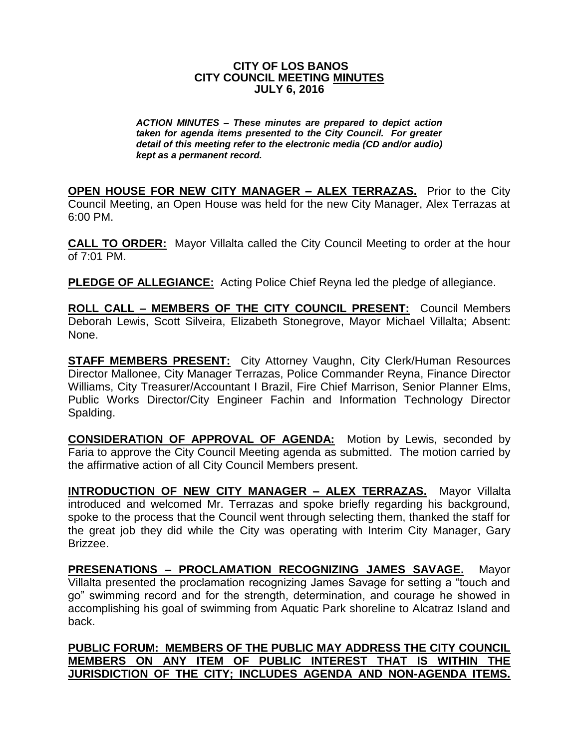# CITY OF LOS BANOS
# CITY COUNCIL MEETING MINUTES
# JULY 6, 2016

***ACTION MINUTES – These minutes are prepared to depict action taken for agenda items presented to the City Council. For greater detail of this meeting refer to the electronic media (CD and/or audio) kept as a permanent record.***

**OPEN HOUSE FOR NEW CITY MANAGER – ALEX TERRAZAS.** Prior to the City Council Meeting, an Open House was held for the new City Manager, Alex Terrazas at 6:00 PM.

**CALL TO ORDER:** Mayor Villalta called the City Council Meeting to order at the hour of 7:01 PM.

**PLEDGE OF ALLEGIANCE:** Acting Police Chief Reyna led the pledge of allegiance.

**ROLL CALL – MEMBERS OF THE CITY COUNCIL PRESENT:** Council Members Deborah Lewis, Scott Silveira, Elizabeth Stonegrove, Mayor Michael Villalta; Absent: None.

**STAFF MEMBERS PRESENT:** City Attorney Vaughn, City Clerk/Human Resources Director Mallonee, City Manager Terrazas, Police Commander Reyna, Finance Director Williams, City Treasurer/Accountant I Brazil, Fire Chief Marrison, Senior Planner Elms, Public Works Director/City Engineer Fachin and Information Technology Director Spalding.

**CONSIDERATION OF APPROVAL OF AGENDA:** Motion by Lewis, seconded by Faria to approve the City Council Meeting agenda as submitted. The motion carried by the affirmative action of all City Council Members present.

**INTRODUCTION OF NEW CITY MANAGER – ALEX TERRAZAS.** Mayor Villalta introduced and welcomed Mr. Terrazas and spoke briefly regarding his background, spoke to the process that the Council went through selecting them, thanked the staff for the great job they did while the City was operating with Interim City Manager, Gary Brizzee.

**PRESENATIONS – PROCLAMATION RECOGNIZING JAMES SAVAGE.** Mayor Villalta presented the proclamation recognizing James Savage for setting a "touch and go" swimming record and for the strength, determination, and courage he showed in accomplishing his goal of swimming from Aquatic Park shoreline to Alcatraz Island and back.

**PUBLIC FORUM: MEMBERS OF THE PUBLIC MAY ADDRESS THE CITY COUNCIL MEMBERS ON ANY ITEM OF PUBLIC INTEREST THAT IS WITHIN THE JURISDICTION OF THE CITY; INCLUDES AGENDA AND NON-AGENDA ITEMS.**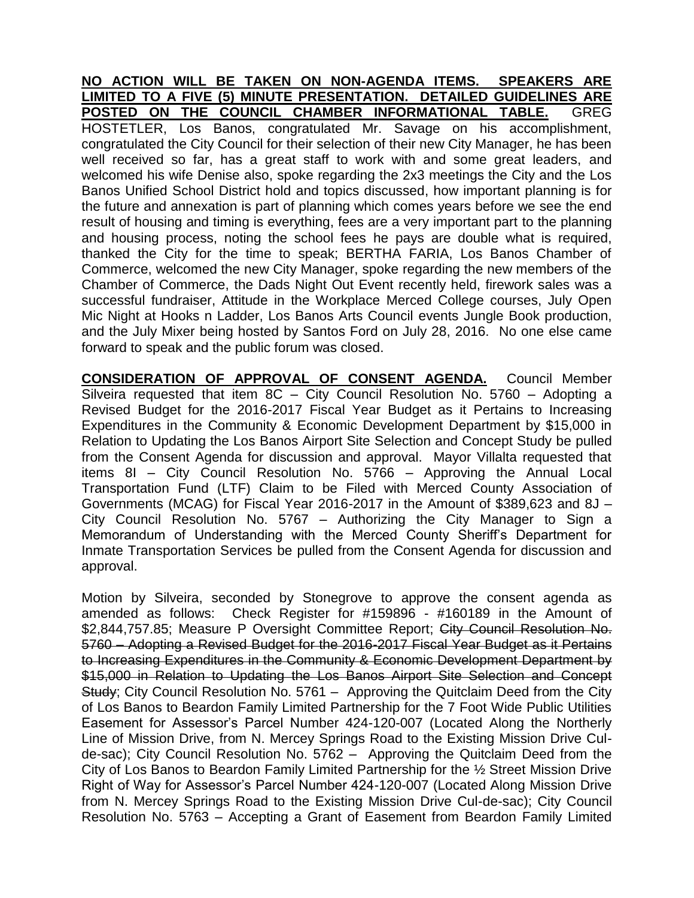**NO ACTION WILL BE TAKEN ON NON-AGENDA ITEMS. SPEAKERS ARE LIMITED TO A FIVE (5) MINUTE PRESENTATION. DETAILED GUIDELINES ARE POSTED ON THE COUNCIL CHAMBER INFORMATIONAL TABLE.** GREG HOSTETLER, Los Banos, congratulated Mr. Savage on his accomplishment, congratulated the City Council for their selection of their new City Manager, he has been well received so far, has a great staff to work with and some great leaders, and welcomed his wife Denise also, spoke regarding the 2x3 meetings the City and the Los Banos Unified School District hold and topics discussed, how important planning is for the future and annexation is part of planning which comes years before we see the end result of housing and timing is everything, fees are a very important part to the planning and housing process, noting the school fees he pays are double what is required, thanked the City for the time to speak; BERTHA FARIA, Los Banos Chamber of Commerce, welcomed the new City Manager, spoke regarding the new members of the Chamber of Commerce, the Dads Night Out Event recently held, firework sales was a successful fundraiser, Attitude in the Workplace Merced College courses, July Open Mic Night at Hooks n Ladder, Los Banos Arts Council events Jungle Book production, and the July Mixer being hosted by Santos Ford on July 28, 2016. No one else came forward to speak and the public forum was closed.

**CONSIDERATION OF APPROVAL OF CONSENT AGENDA.** Council Member Silveira requested that item 8C – City Council Resolution No. 5760 – Adopting a Revised Budget for the 2016-2017 Fiscal Year Budget as it Pertains to Increasing Expenditures in the Community & Economic Development Department by $15,000 in Relation to Updating the Los Banos Airport Site Selection and Concept Study be pulled from the Consent Agenda for discussion and approval. Mayor Villalta requested that items 8I – City Council Resolution No. 5766 – Approving the Annual Local Transportation Fund (LTF) Claim to be Filed with Merced County Association of Governments (MCAG) for Fiscal Year 2016-2017 in the Amount of $389,623 and 8J – City Council Resolution No. 5767 – Authorizing the City Manager to Sign a Memorandum of Understanding with the Merced County Sheriff's Department for Inmate Transportation Services be pulled from the Consent Agenda for discussion and approval.

Motion by Silveira, seconded by Stonegrove to approve the consent agenda as amended as follows: Check Register for #159896 - #160189 in the Amount of $2,844,757.85; Measure P Oversight Committee Report; ~~City Council Resolution No. 5760 – Adopting a Revised Budget for the 2016-2017 Fiscal Year Budget as it Pertains to Increasing Expenditures in the Community & Economic Development Department by $15,000 in Relation to Updating the Los Banos Airport Site Selection and Concept Study~~; City Council Resolution No. 5761 – Approving the Quitclaim Deed from the City of Los Banos to Beardon Family Limited Partnership for the 7 Foot Wide Public Utilities Easement for Assessor's Parcel Number 424-120-007 (Located Along the Northerly Line of Mission Drive, from N. Mercey Springs Road to the Existing Mission Drive Cul-de-sac); City Council Resolution No. 5762 – Approving the Quitclaim Deed from the City of Los Banos to Beardon Family Limited Partnership for the ½ Street Mission Drive Right of Way for Assessor's Parcel Number 424-120-007 (Located Along Mission Drive from N. Mercey Springs Road to the Existing Mission Drive Cul-de-sac); City Council Resolution No. 5763 – Accepting a Grant of Easement from Beardon Family Limited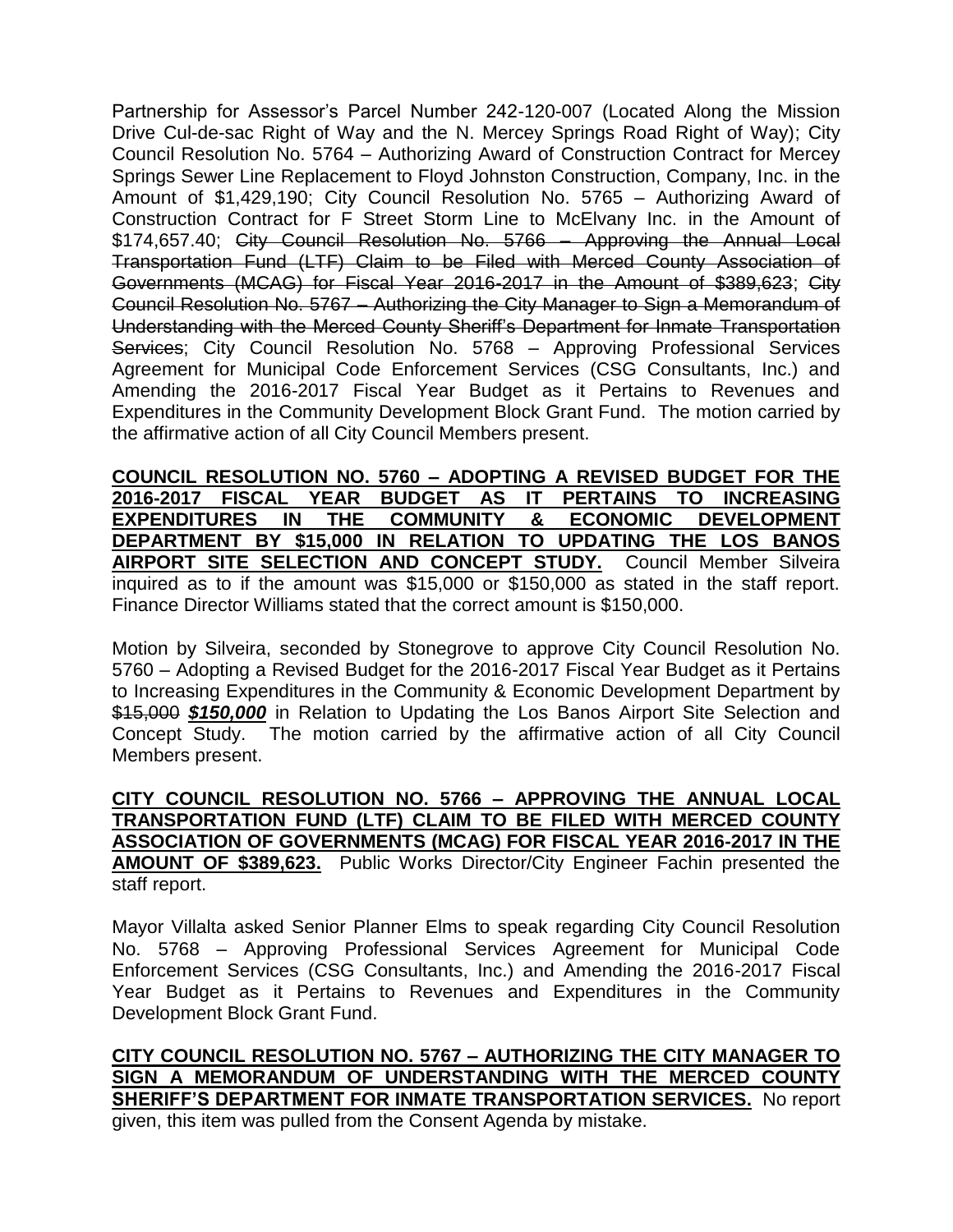Partnership for Assessor's Parcel Number 242-120-007 (Located Along the Mission Drive Cul-de-sac Right of Way and the N. Mercey Springs Road Right of Way); City Council Resolution No. 5764 – Authorizing Award of Construction Contract for Mercey Springs Sewer Line Replacement to Floyd Johnston Construction, Company, Inc. in the Amount of $1,429,190; City Council Resolution No. 5765 – Authorizing Award of Construction Contract for F Street Storm Line to McElvany Inc. in the Amount of $174,657.40; ~~City Council Resolution No. 5766 – Approving the Annual Local Transportation Fund (LTF) Claim to be Filed with Merced County Association of Governments (MCAG) for Fiscal Year 2016-2017 in the Amount of $389,623~~; ~~City Council Resolution No. 5767 – Authorizing the City Manager to Sign a Memorandum of Understanding with the Merced County Sheriff's Department for Inmate Transportation Services~~; City Council Resolution No. 5768 – Approving Professional Services Agreement for Municipal Code Enforcement Services (CSG Consultants, Inc.) and Amending the 2016-2017 Fiscal Year Budget as it Pertains to Revenues and Expenditures in the Community Development Block Grant Fund. The motion carried by the affirmative action of all City Council Members present.

**COUNCIL RESOLUTION NO. 5760 – ADOPTING A REVISED BUDGET FOR THE 2016-2017 FISCAL YEAR BUDGET AS IT PERTAINS TO INCREASING EXPENDITURES IN THE COMMUNITY & ECONOMIC DEVELOPMENT DEPARTMENT BY $15,000 IN RELATION TO UPDATING THE LOS BANOS AIRPORT SITE SELECTION AND CONCEPT STUDY.** Council Member Silveira inquired as to if the amount was $15,000 or $150,000 as stated in the staff report. Finance Director Williams stated that the correct amount is $150,000.

Motion by Silveira, seconded by Stonegrove to approve City Council Resolution No. 5760 – Adopting a Revised Budget for the 2016-2017 Fiscal Year Budget as it Pertains to Increasing Expenditures in the Community & Economic Development Department by ~~$15,000~~ ***$150,000*** in Relation to Updating the Los Banos Airport Site Selection and Concept Study. The motion carried by the affirmative action of all City Council Members present.

**CITY COUNCIL RESOLUTION NO. 5766 – APPROVING THE ANNUAL LOCAL TRANSPORTATION FUND (LTF) CLAIM TO BE FILED WITH MERCED COUNTY ASSOCIATION OF GOVERNMENTS (MCAG) FOR FISCAL YEAR 2016-2017 IN THE AMOUNT OF $389,623.** Public Works Director/City Engineer Fachin presented the staff report.

Mayor Villalta asked Senior Planner Elms to speak regarding City Council Resolution No. 5768 – Approving Professional Services Agreement for Municipal Code Enforcement Services (CSG Consultants, Inc.) and Amending the 2016-2017 Fiscal Year Budget as it Pertains to Revenues and Expenditures in the Community Development Block Grant Fund.

**CITY COUNCIL RESOLUTION NO. 5767 – AUTHORIZING THE CITY MANAGER TO SIGN A MEMORANDUM OF UNDERSTANDING WITH THE MERCED COUNTY SHERIFF'S DEPARTMENT FOR INMATE TRANSPORTATION SERVICES.** No report given, this item was pulled from the Consent Agenda by mistake.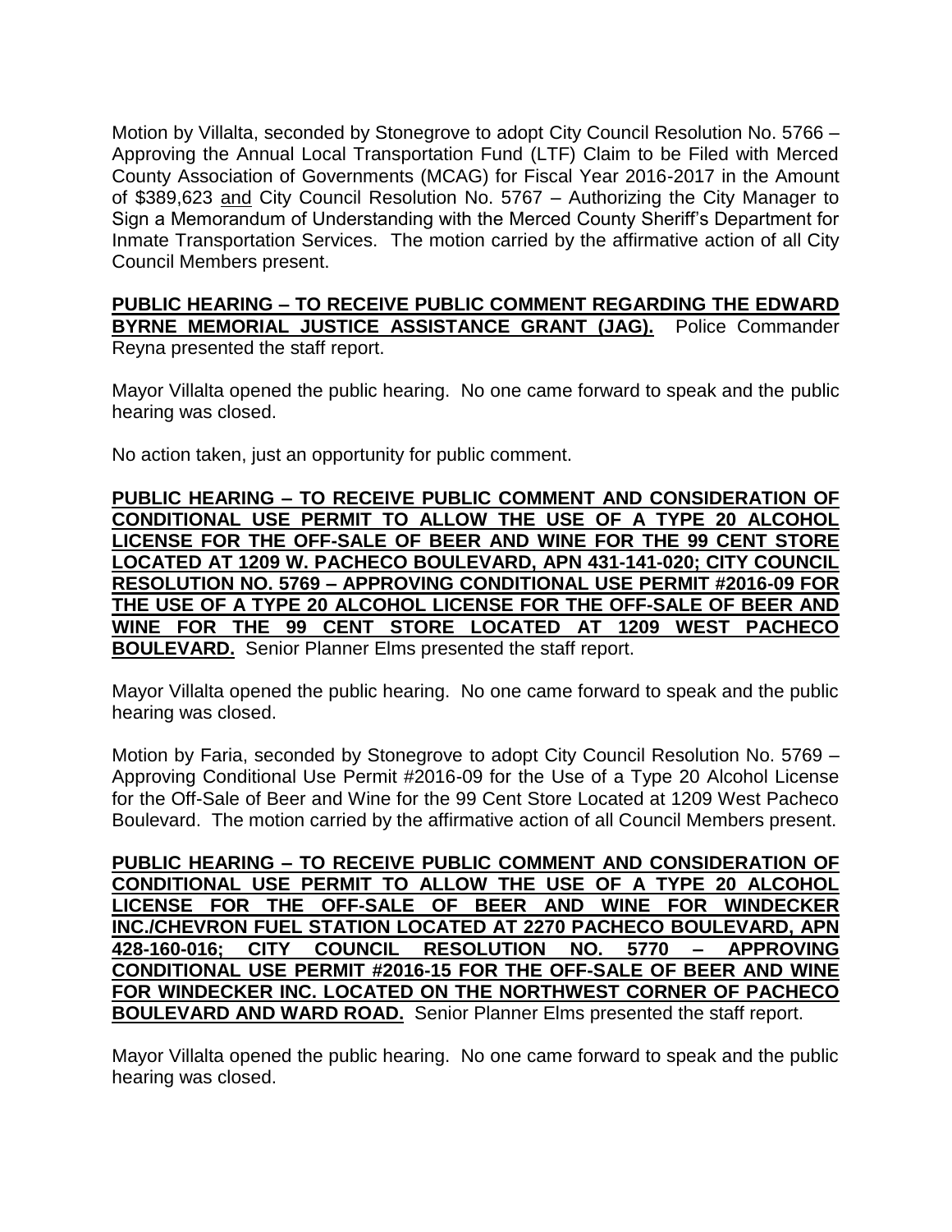Motion by Villalta, seconded by Stonegrove to adopt City Council Resolution No. 5766 – Approving the Annual Local Transportation Fund (LTF) Claim to be Filed with Merced County Association of Governments (MCAG) for Fiscal Year 2016-2017 in the Amount of $389,623 <u>and</u> City Council Resolution No. 5767 – Authorizing the City Manager to Sign a Memorandum of Understanding with the Merced County Sheriff's Department for Inmate Transportation Services. The motion carried by the affirmative action of all City Council Members present.

**<u>PUBLIC HEARING – TO RECEIVE PUBLIC COMMENT REGARDING THE EDWARD BYRNE MEMORIAL JUSTICE ASSISTANCE GRANT (JAG).</u>** Police Commander Reyna presented the staff report.

Mayor Villalta opened the public hearing. No one came forward to speak and the public hearing was closed.

No action taken, just an opportunity for public comment.

**<u>PUBLIC HEARING – TO RECEIVE PUBLIC COMMENT AND CONSIDERATION OF CONDITIONAL USE PERMIT TO ALLOW THE USE OF A TYPE 20 ALCOHOL LICENSE FOR THE OFF-SALE OF BEER AND WINE FOR THE 99 CENT STORE LOCATED AT 1209 W. PACHECO BOULEVARD, APN 431-141-020; CITY COUNCIL RESOLUTION NO. 5769 – APPROVING CONDITIONAL USE PERMIT #2016-09 FOR THE USE OF A TYPE 20 ALCOHOL LICENSE FOR THE OFF-SALE OF BEER AND WINE FOR THE 99 CENT STORE LOCATED AT 1209 WEST PACHECO BOULEVARD.</u>** Senior Planner Elms presented the staff report.

Mayor Villalta opened the public hearing. No one came forward to speak and the public hearing was closed.

Motion by Faria, seconded by Stonegrove to adopt City Council Resolution No. 5769 – Approving Conditional Use Permit #2016-09 for the Use of a Type 20 Alcohol License for the Off-Sale of Beer and Wine for the 99 Cent Store Located at 1209 West Pacheco Boulevard. The motion carried by the affirmative action of all Council Members present.

**<u>PUBLIC HEARING – TO RECEIVE PUBLIC COMMENT AND CONSIDERATION OF CONDITIONAL USE PERMIT TO ALLOW THE USE OF A TYPE 20 ALCOHOL LICENSE FOR THE OFF-SALE OF BEER AND WINE FOR WINDECKER INC./CHEVRON FUEL STATION LOCATED AT 2270 PACHECO BOULEVARD, APN 428-160-016; CITY COUNCIL RESOLUTION NO. 5770 – APPROVING CONDITIONAL USE PERMIT #2016-15 FOR THE OFF-SALE OF BEER AND WINE FOR WINDECKER INC. LOCATED ON THE NORTHWEST CORNER OF PACHECO BOULEVARD AND WARD ROAD.</u>** Senior Planner Elms presented the staff report.

Mayor Villalta opened the public hearing. No one came forward to speak and the public hearing was closed.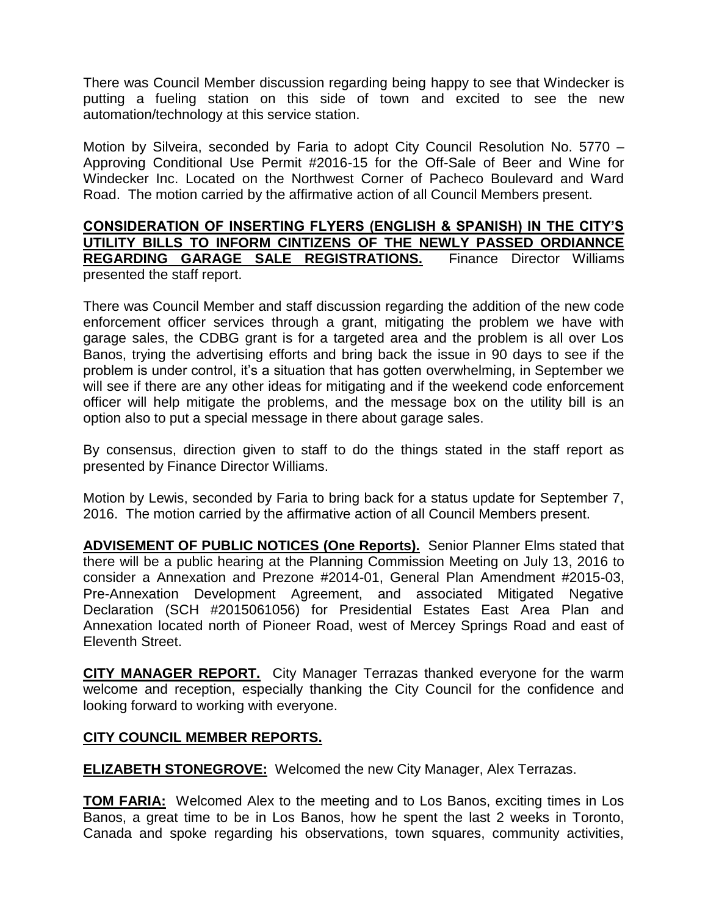There was Council Member discussion regarding being happy to see that Windecker is putting a fueling station on this side of town and excited to see the new automation/technology at this service station.

Motion by Silveira, seconded by Faria to adopt City Council Resolution No. 5770 – Approving Conditional Use Permit #2016-15 for the Off-Sale of Beer and Wine for Windecker Inc. Located on the Northwest Corner of Pacheco Boulevard and Ward Road. The motion carried by the affirmative action of all Council Members present.

**CONSIDERATION OF INSERTING FLYERS (ENGLISH & SPANISH) IN THE CITY'S UTILITY BILLS TO INFORM CINTIZENS OF THE NEWLY PASSED ORDIANNCE REGARDING GARAGE SALE REGISTRATIONS.** Finance Director Williams presented the staff report.

There was Council Member and staff discussion regarding the addition of the new code enforcement officer services through a grant, mitigating the problem we have with garage sales, the CDBG grant is for a targeted area and the problem is all over Los Banos, trying the advertising efforts and bring back the issue in 90 days to see if the problem is under control, it's a situation that has gotten overwhelming, in September we will see if there are any other ideas for mitigating and if the weekend code enforcement officer will help mitigate the problems, and the message box on the utility bill is an option also to put a special message in there about garage sales.

By consensus, direction given to staff to do the things stated in the staff report as presented by Finance Director Williams.

Motion by Lewis, seconded by Faria to bring back for a status update for September 7, 2016. The motion carried by the affirmative action of all Council Members present.

**ADVISEMENT OF PUBLIC NOTICES (One Reports).** Senior Planner Elms stated that there will be a public hearing at the Planning Commission Meeting on July 13, 2016 to consider a Annexation and Prezone #2014-01, General Plan Amendment #2015-03, Pre-Annexation Development Agreement, and associated Mitigated Negative Declaration (SCH #2015061056) for Presidential Estates East Area Plan and Annexation located north of Pioneer Road, west of Mercey Springs Road and east of Eleventh Street.

**CITY MANAGER REPORT.** City Manager Terrazas thanked everyone for the warm welcome and reception, especially thanking the City Council for the confidence and looking forward to working with everyone.

**CITY COUNCIL MEMBER REPORTS.**

**ELIZABETH STONEGROVE:** Welcomed the new City Manager, Alex Terrazas.

**TOM FARIA:** Welcomed Alex to the meeting and to Los Banos, exciting times in Los Banos, a great time to be in Los Banos, how he spent the last 2 weeks in Toronto, Canada and spoke regarding his observations, town squares, community activities,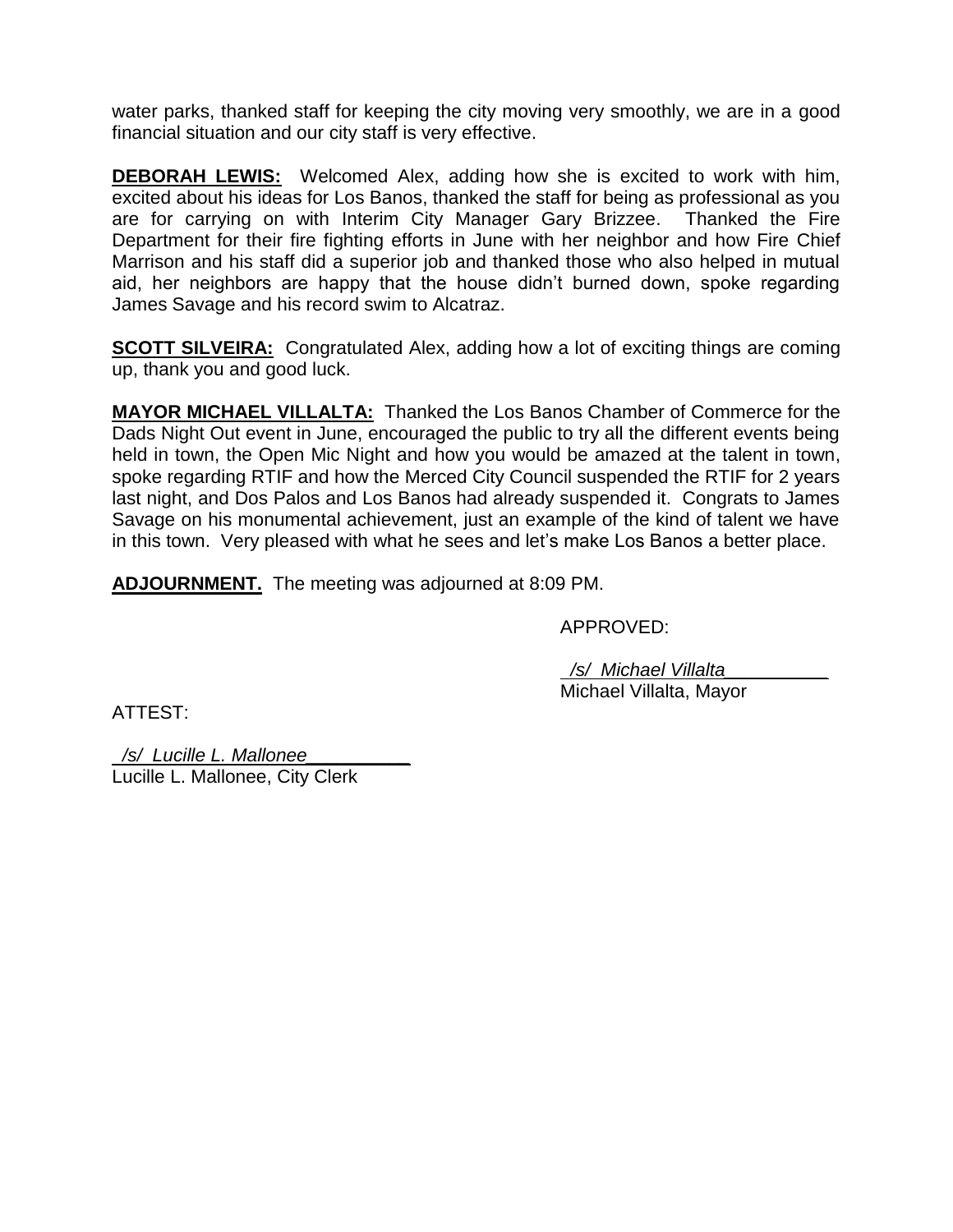water parks, thanked staff for keeping the city moving very smoothly, we are in a good financial situation and our city staff is very effective.

**DEBORAH LEWIS:** Welcomed Alex, adding how she is excited to work with him, excited about his ideas for Los Banos, thanked the staff for being as professional as you are for carrying on with Interim City Manager Gary Brizzee. Thanked the Fire Department for their fire fighting efforts in June with her neighbor and how Fire Chief Marrison and his staff did a superior job and thanked those who also helped in mutual aid, her neighbors are happy that the house didn't burned down, spoke regarding James Savage and his record swim to Alcatraz.

**SCOTT SILVEIRA:** Congratulated Alex, adding how a lot of exciting things are coming up, thank you and good luck.

**MAYOR MICHAEL VILLALTA:** Thanked the Los Banos Chamber of Commerce for the Dads Night Out event in June, encouraged the public to try all the different events being held in town, the Open Mic Night and how you would be amazed at the talent in town, spoke regarding RTIF and how the Merced City Council suspended the RTIF for 2 years last night, and Dos Palos and Los Banos had already suspended it. Congrats to James Savage on his monumental achievement, just an example of the kind of talent we have in this town. Very pleased with what he sees and let's make Los Banos a better place.

**ADJOURNMENT.** The meeting was adjourned at 8:09 PM.

APPROVED:

*/s/ Michael Villalta*
Michael Villalta, Mayor

ATTEST:

*/s/ Lucille L. Mallonee*
Lucille L. Mallonee, City Clerk